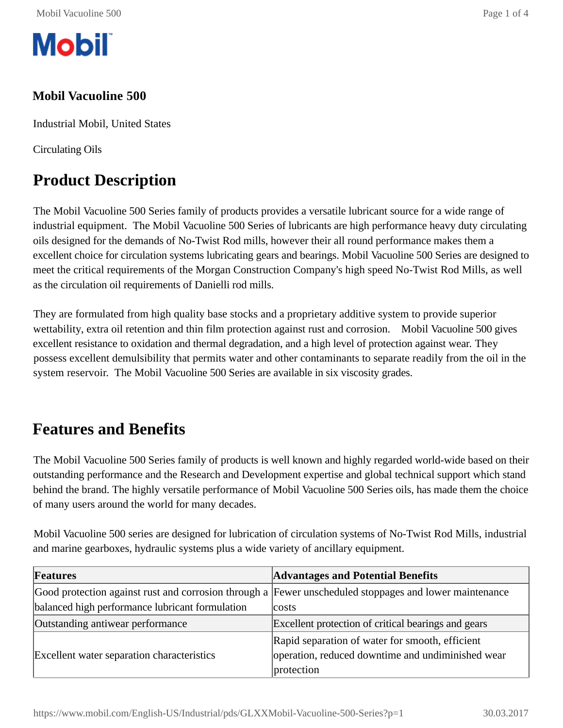# Mobil Vacuoline 500

Industrial Mobil, United States

Circulating Oils

## Product Description

The Mobil Vacuoline 500 Series family of products provides a versatile lubricant source for a wide range of industrial equipment. The Mobil Vacuoline 500 Series of lubricants are high performance heavy duty circulating oils designed for the demands of No-Twist Rod mills, however their all round performance makes them a excellent choice for circulation systems lubricating gears and bearings. Mobil Vacuoline 500 Series are designed to meet the critical requirements of the Morgan Construction Company's high speed No-Twist Rod Mills, as well as the circulation oil requirements of Danielli rod mills.

They are formulated from high quality base stocks and a proprietary additive system to provide superior wettability, extra oil retention and thin film protection against rust and corrosion. Mobil Vacuoline 500 gives excellent resistance to oxidation and thermal degradation, and a high level of protection against wear. They possess excellent demulsibility that permits water and other contaminants to separate readily from the oil in the system reservoir. The Mobil Vacuoline 500 Series are available in six viscosity grades.

## Features and Benefits

The Mobil Vacuoline 500 Series family of products is well known and highly regarded world-wide based on their outstanding performance and the Research and Development expertise and global technical support which stand behind the brand. The highly versatile performance of Mobil Vacuoline 500 Series oils, has made them the choice of many users around the world for many decades.

Mobil Vacuoline 500 series are designed for lubrication of circulation systems of No-Twist Rod Mills, industrial and marine gearboxes, hydraulic systems plus a wide variety of ancillary equipment.

| Features | Advantages and Potential Benefits |
|---|---|
| Good protection against rust and corrosion through a balanced high performance lubricant formulation | Fewer unscheduled stoppages and lower maintenance costs |
| Outstanding antiwear performance | Excellent protection of critical bearings and gears |
| Excellent water separation characteristics | Rapid separation of water for smooth, efficient operation, reduced downtime and undiminished wear protection |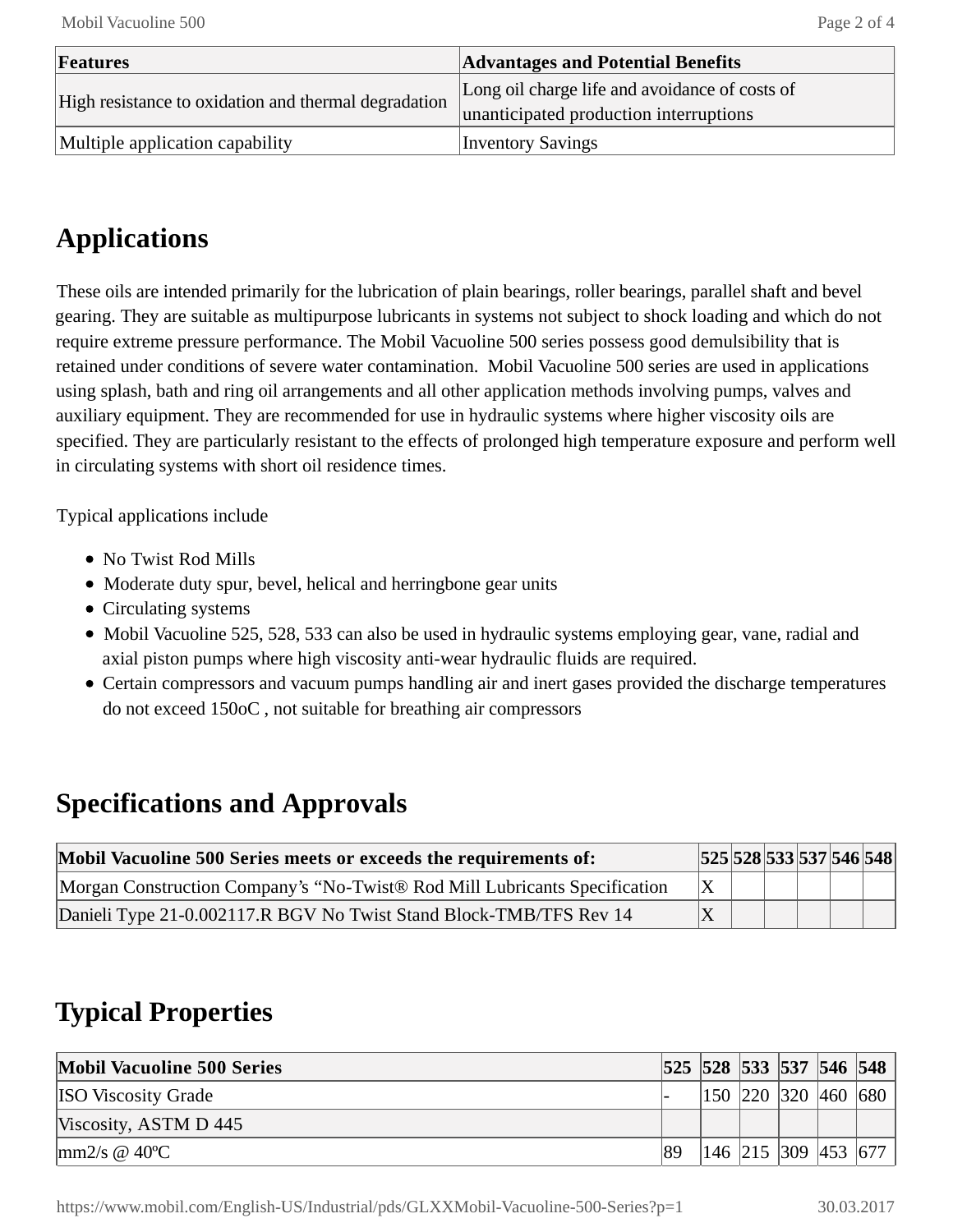| Features | Advantages and Potential Benefits |
|---|---|
| High resistance to oxidation and thermal degradation | Long oil charge life and avoidance of costs of unanticipated production interruptions |
| Multiple application capability | Inventory Savings |

## Applications

These oils are intended primarily for the lubrication of plain bearings, roller bearings, parallel shaft and bevel gearing. They are suitable as multipurpose lubricants in systems not subject to shock loading and which do not require extreme pressure performance. The Mobil Vacuoline 500 series possess good demulsibility that is retained under conditions of severe water contamination. Mobil Vacuoline 500 series are used in applications using splash, bath and ring oil arrangements and all other application methods involving pumps, valves and auxiliary equipment. They are recommended for use in hydraulic systems where higher viscosity oils are specified. They are particularly resistant to the effects of prolonged high temperature exposure and perform well in circulating systems with short oil residence times.

Typical applications include

- No Twist Rod Mills
- Moderate duty spur, bevel, helical and herringbone gear units
- Circulating systems
- Mobil Vacuoline 525, 528, 533 can also be used in hydraulic systems employing gear, vane, radial and axial piston pumps where high viscosity anti-wear hydraulic fluids are required.
- Certain compressors and vacuum pumps handling air and inert gases provided the discharge temperatures do not exceed 150oC , not suitable for breathing air compressors

## Specifications and Approvals

| Mobil Vacuoline 500 Series meets or exceeds the requirements of: | 525 | 528 | 533 | 537 | 546 | 548 |
|---|---|---|---|---|---|---|
| Morgan Construction Company's "No-Twist® Rod Mill Lubricants Specification | X | | | | | |
| Danieli Type 21-0.002117.R BGV No Twist Stand Block-TMB/TFS Rev 14 | X | | | | | |

## Typical Properties

| Mobil Vacuoline 500 Series | 525 | 528 | 533 | 537 | 546 | 548 |
|---|---|---|---|---|---|---|
| ISO Viscosity Grade | - | 150 | 220 | 320 | 460 | 680 |
| Viscosity, ASTM D 445 | | | | | | |
| mm2/s @ 40ºC | 89 | 146 | 215 | 309 | 453 | 677 |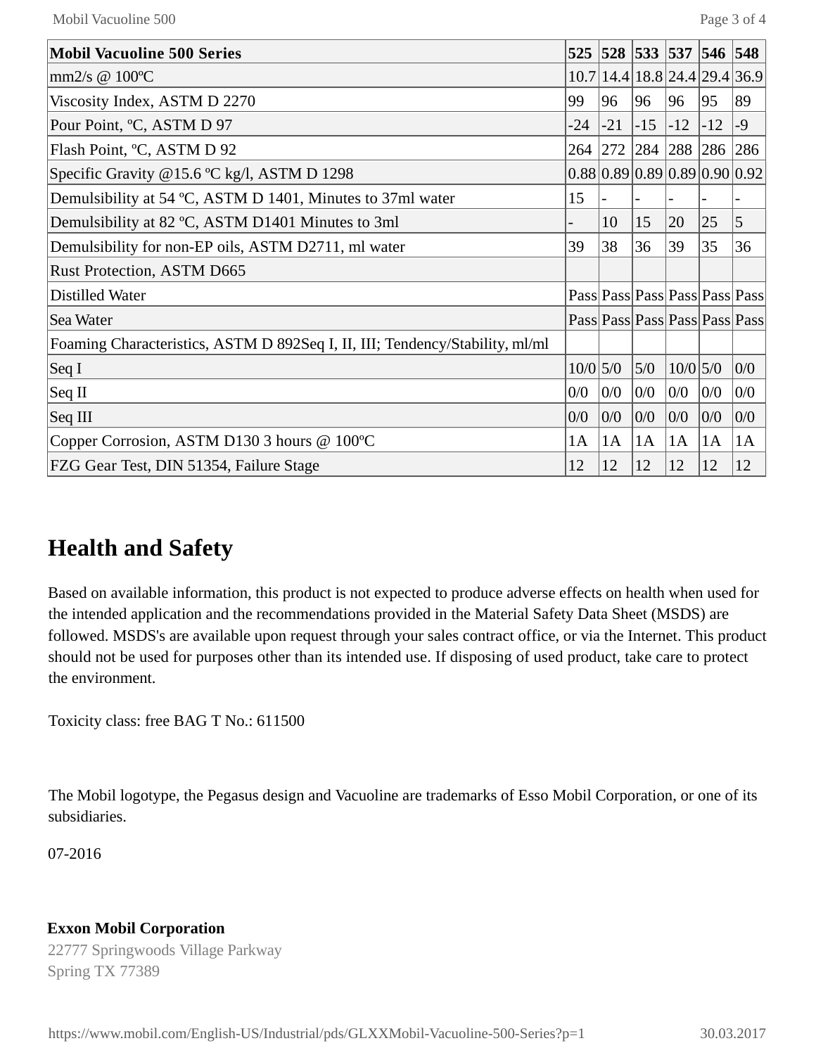| Mobil Vacuoline 500 Series | 525 | 528 | 533 | 537 | 546 | 548 |
|---|---|---|---|---|---|---|
| mm2/s @ 100ºC | 10.7 | 14.4 | 18.8 | 24.4 | 29.4 | 36.9 |
| Viscosity Index, ASTM D 2270 | 99 | 96 | 96 | 96 | 95 | 89 |
| Pour Point, ºC, ASTM D 97 | -24 | -21 | -15 | -12 | -12 | -9 |
| Flash Point, ºC, ASTM D 92 | 264 | 272 | 284 | 288 | 286 | 286 |
| Specific Gravity @15.6 ºC kg/l, ASTM D 1298 | 0.88 | 0.89 | 0.89 | 0.89 | 0.90 | 0.92 |
| Demulsibility at 54 ºC, ASTM D 1401, Minutes to 37ml water | 15 | - | - | - | - | - |
| Demulsibility at 82 ºC, ASTM D1401 Minutes to 3ml | - | 10 | 15 | 20 | 25 | 5 |
| Demulsibility for non-EP oils, ASTM D2711, ml water | 39 | 38 | 36 | 39 | 35 | 36 |
| Rust Protection, ASTM D665 | | | | | | |
| Distilled Water | Pass | Pass | Pass | Pass | Pass | Pass |
| Sea Water | Pass | Pass | Pass | Pass | Pass | Pass |
| Foaming Characteristics, ASTM D 892Seq I, II, III; Tendency/Stability, ml/ml | | | | | | |
| Seq I | 10/0 | 5/0 | 5/0 | 10/0 | 5/0 | 0/0 |
| Seq II | 0/0 | 0/0 | 0/0 | 0/0 | 0/0 | 0/0 |
| Seq III | 0/0 | 0/0 | 0/0 | 0/0 | 0/0 | 0/0 |
| Copper Corrosion, ASTM D130 3 hours @ 100ºC | 1A | 1A | 1A | 1A | 1A | 1A |
| FZG Gear Test, DIN 51354, Failure Stage | 12 | 12 | 12 | 12 | 12 | 12 |

## Health and Safety

Based on available information, this product is not expected to produce adverse effects on health when used for the intended application and the recommendations provided in the Material Safety Data Sheet (MSDS) are followed. MSDS's are available upon request through your sales contract office, or via the Internet. This product should not be used for purposes other than its intended use. If disposing of used product, take care to protect the environment.

Toxicity class: free BAG T No.: 611500

The Mobil logotype, the Pegasus design and Vacuoline are trademarks of Esso Mobil Corporation, or one of its subsidiaries.

07-2016

**Exxon Mobil Corporation**
22777 Springwoods Village Parkway
Spring TX 77389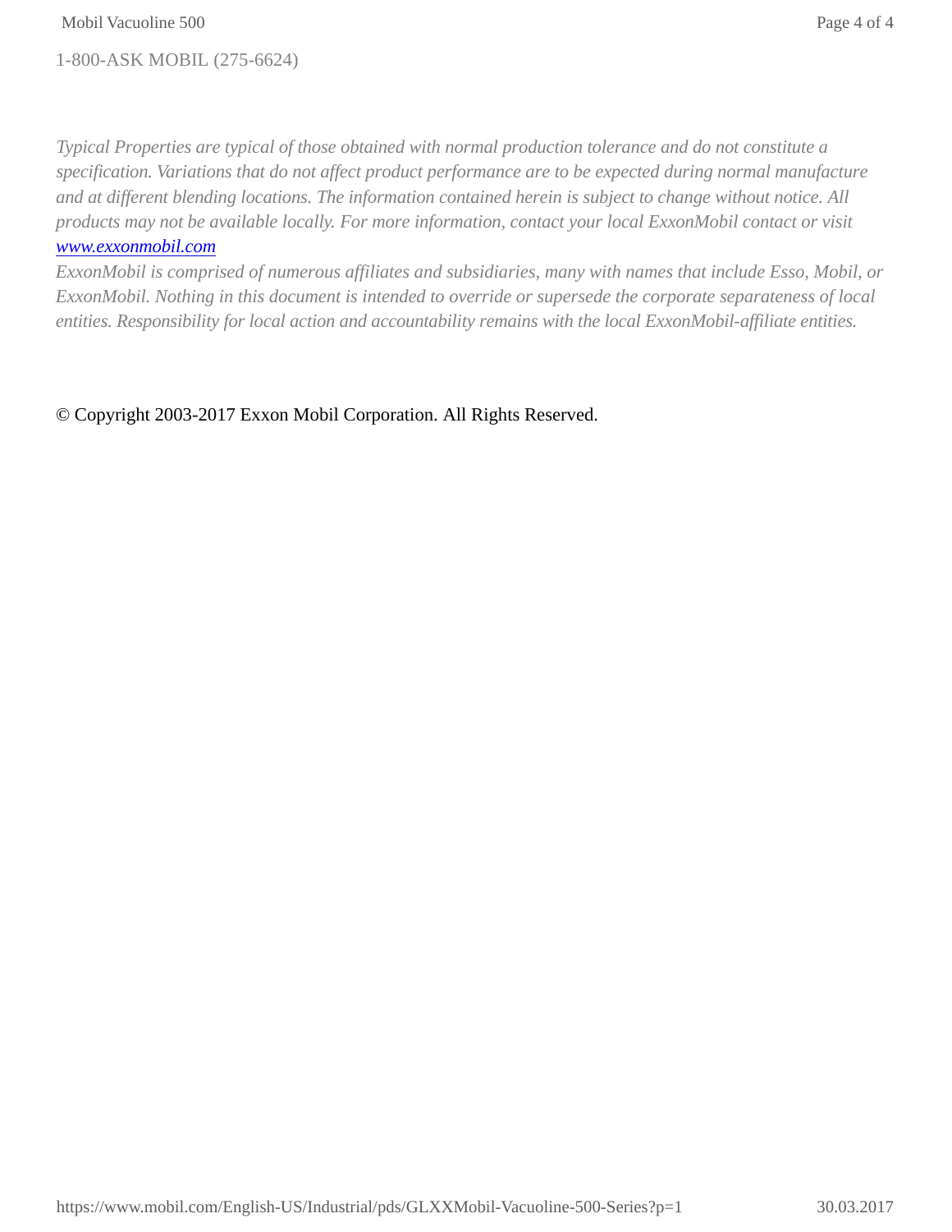1-800-ASK MOBIL (275-6624)

*Typical Properties are typical of those obtained with normal production tolerance and do not constitute a specification. Variations that do not affect product performance are to be expected during normal manufacture and at different blending locations. The information contained herein is subject to change without notice. All products may not be available locally. For more information, contact your local ExxonMobil contact or visit [www.exxonmobil.com](http://www.exxonmobil.com)*

*ExxonMobil is comprised of numerous affiliates and subsidiaries, many with names that include Esso, Mobil, or ExxonMobil. Nothing in this document is intended to override or supersede the corporate separateness of local entities. Responsibility for local action and accountability remains with the local ExxonMobil-affiliate entities.*

© Copyright 2003-2017 Exxon Mobil Corporation. All Rights Reserved.